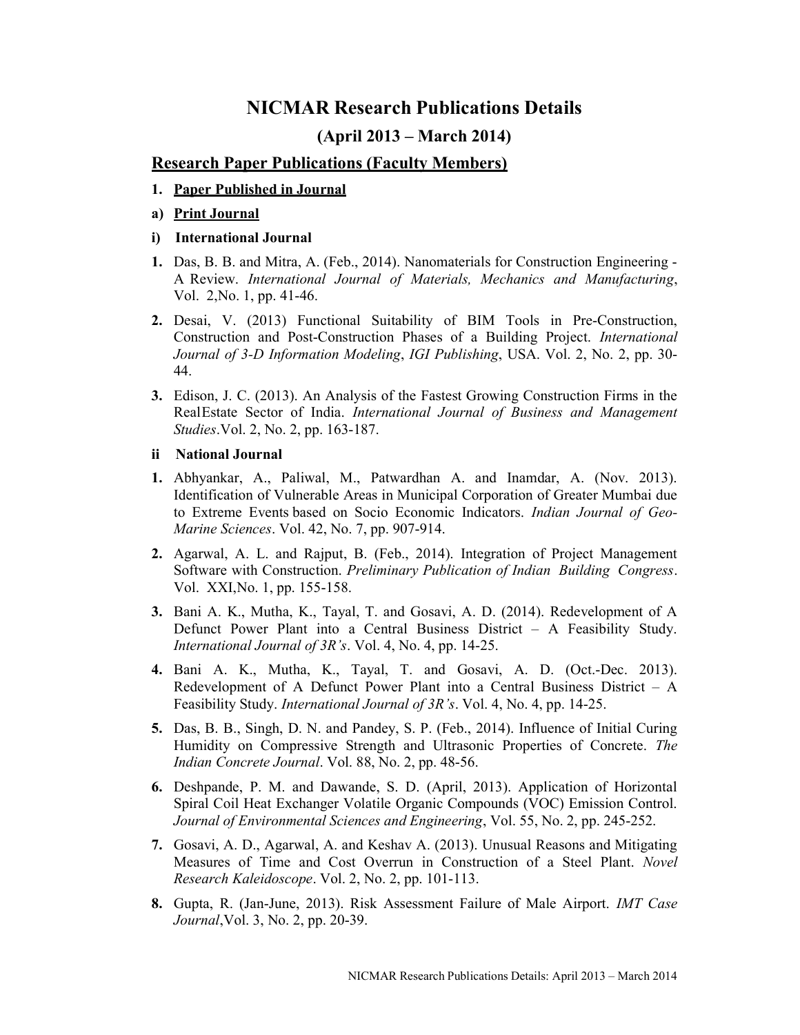# NICMAR Research Publications Details

## (April 2013 – March 2014)

## Research Paper Publications (Faculty Members)

### 1. Paper Published in Journal

### a) Print Journal

#### i) International Journal

1. Das, B. B. and Mitra, A. (Feb., 2014). Nanomaterials for Construction Engineering - A Review. *International Journal of Materials, Mechanics and Manufacturing*, Vol. 2,No. 1, pp. 41-46.

2. Desai, V. (2013) Functional Suitability of BIM Tools in Pre-Construction, Construction and Post-Construction Phases of a Building Project. *International Journal of 3-D Information Modeling*, *IGI Publishing*, USA. Vol. 2, No. 2, pp. 30-44.

3. Edison, J. C. (2013). An Analysis of the Fastest Growing Construction Firms in the RealEstate Sector of India. *International Journal of Business and Management Studies*.Vol. 2, No. 2, pp. 163-187.

#### ii National Journal

1. Abhyankar, A., Paliwal, M., Patwardhan A. and Inamdar, A. (Nov. 2013). Identification of Vulnerable Areas in Municipal Corporation of Greater Mumbai due to Extreme Events based on Socio Economic Indicators. *Indian Journal of Geo-Marine Sciences*. Vol. 42, No. 7, pp. 907-914.

2. Agarwal, A. L. and Rajput, B. (Feb., 2014). Integration of Project Management Software with Construction. *Preliminary Publication of Indian Building Congress*. Vol. XXI,No. 1, pp. 155-158.

3. Bani A. K., Mutha, K., Tayal, T. and Gosavi, A. D. (2014). Redevelopment of A Defunct Power Plant into a Central Business District – A Feasibility Study. *International Journal of 3R's*. Vol. 4, No. 4, pp. 14-25.

4. Bani A. K., Mutha, K., Tayal, T. and Gosavi, A. D. (Oct.-Dec. 2013). Redevelopment of A Defunct Power Plant into a Central Business District – A Feasibility Study. *International Journal of 3R's*. Vol. 4, No. 4, pp. 14-25.

5. Das, B. B., Singh, D. N. and Pandey, S. P. (Feb., 2014). Influence of Initial Curing Humidity on Compressive Strength and Ultrasonic Properties of Concrete. *The Indian Concrete Journal*. Vol. 88, No. 2, pp. 48-56.

6. Deshpande, P. M. and Dawande, S. D. (April, 2013). Application of Horizontal Spiral Coil Heat Exchanger Volatile Organic Compounds (VOC) Emission Control. *Journal of Environmental Sciences and Engineering*, Vol. 55, No. 2, pp. 245-252.

7. Gosavi, A. D., Agarwal, A. and Keshav A. (2013). Unusual Reasons and Mitigating Measures of Time and Cost Overrun in Construction of a Steel Plant. *Novel Research Kaleidoscope*. Vol. 2, No. 2, pp. 101-113.

8. Gupta, R. (Jan-June, 2013). Risk Assessment Failure of Male Airport. *IMT Case Journal*,Vol. 3, No. 2, pp. 20-39.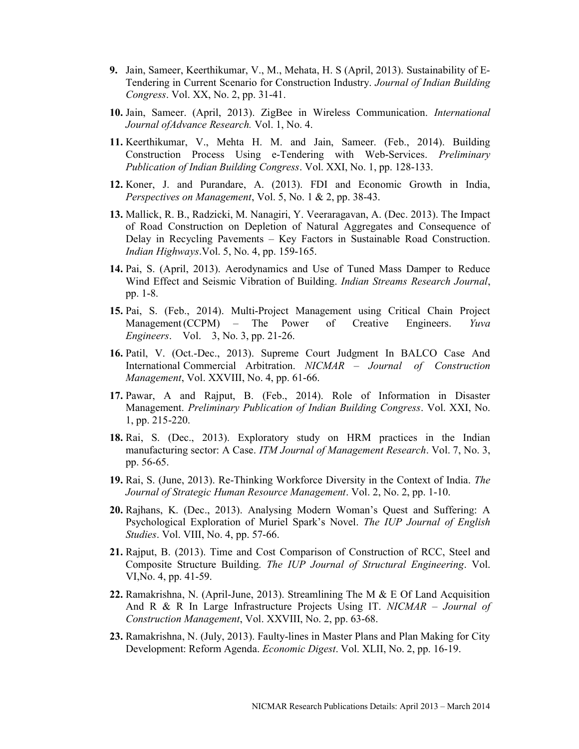9. Jain, Sameer, Keerthikumar, V., M., Mehata, H. S (April, 2013). Sustainability of E-Tendering in Current Scenario for Construction Industry. *Journal of Indian Building Congress*. Vol. XX, No. 2, pp. 31-41.

10. Jain, Sameer. (April, 2013). ZigBee in Wireless Communication. *International Journal ofAdvance Research.* Vol. 1, No. 4.

11. Keerthikumar, V., Mehta H. M. and Jain, Sameer. (Feb., 2014). Building Construction Process Using e-Tendering with Web-Services. *Preliminary Publication of Indian Building Congress*. Vol. XXI, No. 1, pp. 128-133.

12. Koner, J. and Purandare, A. (2013). FDI and Economic Growth in India, *Perspectives on Management*, Vol. 5, No. 1 & 2, pp. 38-43.

13. Mallick, R. B., Radzicki, M. Nanagiri, Y. Veeraragavan, A. (Dec. 2013). The Impact of Road Construction on Depletion of Natural Aggregates and Consequence of Delay in Recycling Pavements – Key Factors in Sustainable Road Construction. *Indian Highways*.Vol. 5, No. 4, pp. 159-165.

14. Pai, S. (April, 2013). Aerodynamics and Use of Tuned Mass Damper to Reduce Wind Effect and Seismic Vibration of Building. *Indian Streams Research Journal*, pp. 1-8.

15. Pai, S. (Feb., 2014). Multi-Project Management using Critical Chain Project Management (CCPM) – The Power of Creative Engineers. *Yuva Engineers*. Vol. 3, No. 3, pp. 21-26.

16. Patil, V. (Oct.-Dec., 2013). Supreme Court Judgment In BALCO Case And International Commercial Arbitration. *NICMAR – Journal of Construction Management*, Vol. XXVIII, No. 4, pp. 61-66.

17. Pawar, A and Rajput, B. (Feb., 2014). Role of Information in Disaster Management. *Preliminary Publication of Indian Building Congress*. Vol. XXI, No. 1, pp. 215-220.

18. Rai, S. (Dec., 2013). Exploratory study on HRM practices in the Indian manufacturing sector: A Case. *ITM Journal of Management Research*. Vol. 7, No. 3, pp. 56-65.

19. Rai, S. (June, 2013). Re-Thinking Workforce Diversity in the Context of India. *The Journal of Strategic Human Resource Management*. Vol. 2, No. 2, pp. 1-10.

20. Rajhans, K. (Dec., 2013). Analysing Modern Woman's Quest and Suffering: A Psychological Exploration of Muriel Spark's Novel. *The IUP Journal of English Studies*. Vol. VIII, No. 4, pp. 57-66.

21. Rajput, B. (2013). Time and Cost Comparison of Construction of RCC, Steel and Composite Structure Building. *The IUP Journal of Structural Engineering*. Vol. VI,No. 4, pp. 41-59.

22. Ramakrishna, N. (April-June, 2013). Streamlining The M & E Of Land Acquisition And R & R In Large Infrastructure Projects Using IT. *NICMAR – Journal of Construction Management*, Vol. XXVIII, No. 2, pp. 63-68.

23. Ramakrishna, N. (July, 2013). Faulty-lines in Master Plans and Plan Making for City Development: Reform Agenda. *Economic Digest*. Vol. XLII, No. 2, pp. 16-19.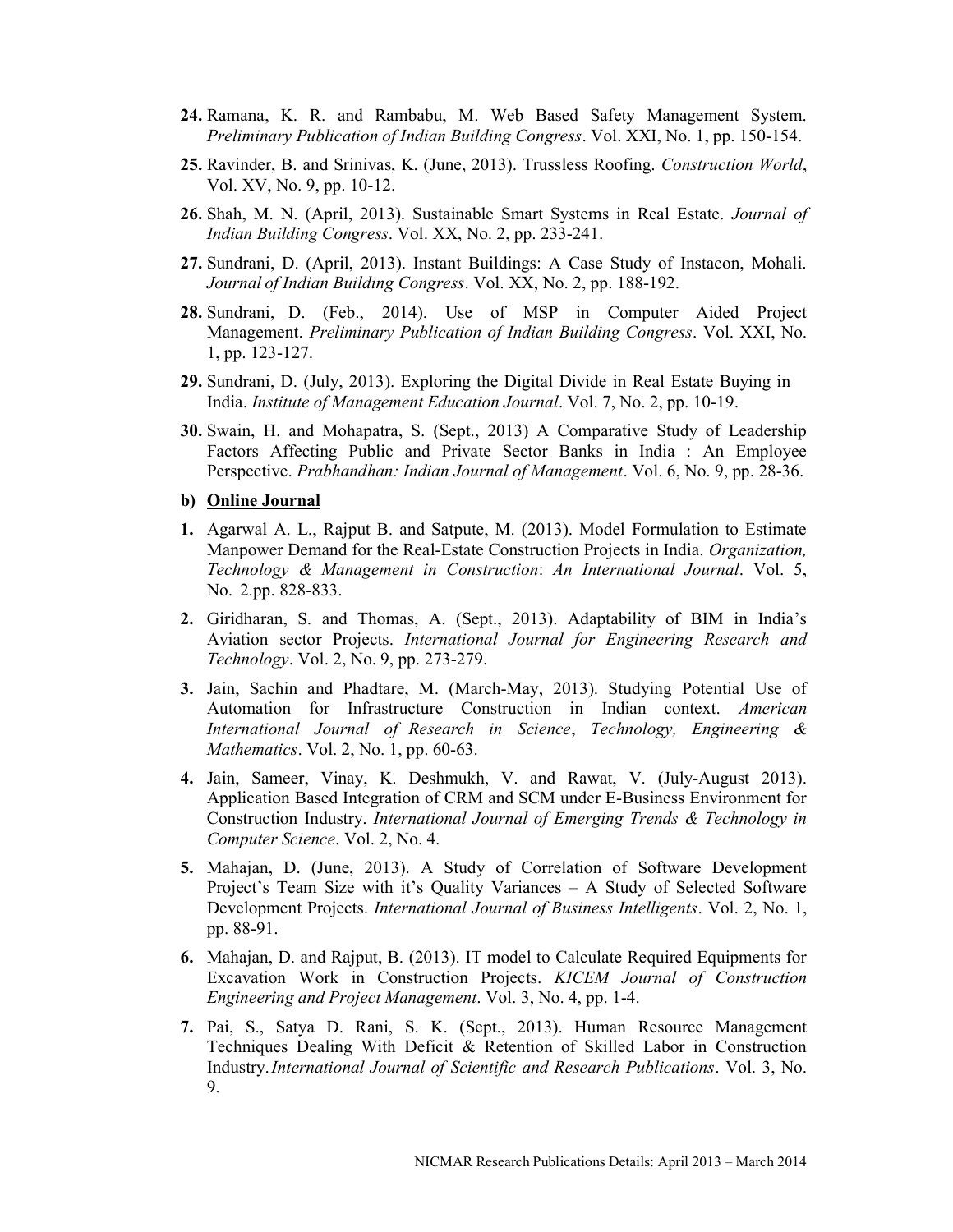24. Ramana, K. R. and Rambabu, M. Web Based Safety Management System. *Preliminary Publication of Indian Building Congress*. Vol. XXI, No. 1, pp. 150-154.

25. Ravinder, B. and Srinivas, K. (June, 2013). Trussless Roofing. *Construction World*, Vol. XV, No. 9, pp. 10-12.

26. Shah, M. N. (April, 2013). Sustainable Smart Systems in Real Estate. *Journal of Indian Building Congress*. Vol. XX, No. 2, pp. 233-241.

27. Sundrani, D. (April, 2013). Instant Buildings: A Case Study of Instacon, Mohali. *Journal of Indian Building Congress*. Vol. XX, No. 2, pp. 188-192.

28. Sundrani, D. (Feb., 2014). Use of MSP in Computer Aided Project Management. *Preliminary Publication of Indian Building Congress*. Vol. XXI, No. 1, pp. 123-127.

29. Sundrani, D. (July, 2013). Exploring the Digital Divide in Real Estate Buying in India. *Institute of Management Education Journal*. Vol. 7, No. 2, pp. 10-19.

30. Swain, H. and Mohapatra, S. (Sept., 2013) A Comparative Study of Leadership Factors Affecting Public and Private Sector Banks in India : An Employee Perspective. *Prabhandhan: Indian Journal of Management*. Vol. 6, No. 9, pp. 28-36.

**b) Online Journal**

1. Agarwal A. L., Rajput B. and Satpute, M. (2013). Model Formulation to Estimate Manpower Demand for the Real-Estate Construction Projects in India. *Organization, Technology & Management in Construction*: *An International Journal*. Vol. 5, No. 2.pp. 828-833.

2. Giridharan, S. and Thomas, A. (Sept., 2013). Adaptability of BIM in India's Aviation sector Projects. *International Journal for Engineering Research and Technology*. Vol. 2, No. 9, pp. 273-279.

3. Jain, Sachin and Phadtare, M. (March-May, 2013). Studying Potential Use of Automation for Infrastructure Construction in Indian context. *American International Journal of Research in Science*, *Technology, Engineering & Mathematics*. Vol. 2, No. 1, pp. 60-63.

4. Jain, Sameer, Vinay, K. Deshmukh, V. and Rawat, V. (July-August 2013). Application Based Integration of CRM and SCM under E-Business Environment for Construction Industry. *International Journal of Emerging Trends & Technology in Computer Science*. Vol. 2, No. 4.

5. Mahajan, D. (June, 2013). A Study of Correlation of Software Development Project's Team Size with it's Quality Variances – A Study of Selected Software Development Projects. *International Journal of Business Intelligents*. Vol. 2, No. 1, pp. 88-91.

6. Mahajan, D. and Rajput, B. (2013). IT model to Calculate Required Equipments for Excavation Work in Construction Projects. *KICEM Journal of Construction Engineering and Project Management*. Vol. 3, No. 4, pp. 1-4.

7. Pai, S., Satya D. Rani, S. K. (Sept., 2013). Human Resource Management Techniques Dealing With Deficit & Retention of Skilled Labor in Construction Industry. *International Journal of Scientific and Research Publications*. Vol. 3, No. 9.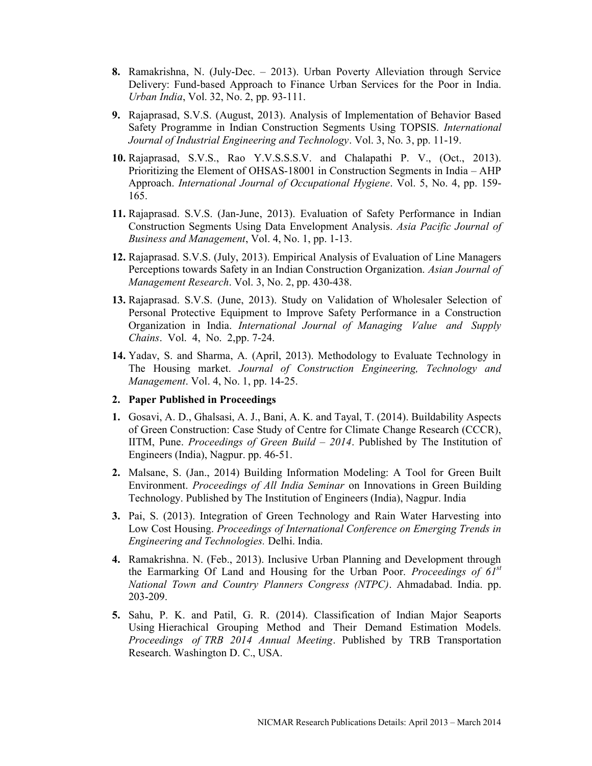8. Ramakrishna, N. (July-Dec. – 2013). Urban Poverty Alleviation through Service Delivery: Fund-based Approach to Finance Urban Services for the Poor in India. *Urban India*, Vol. 32, No. 2, pp. 93-111.

9. Rajaprasad, S.V.S. (August, 2013). Analysis of Implementation of Behavior Based Safety Programme in Indian Construction Segments Using TOPSIS. *International Journal of Industrial Engineering and Technology*. Vol. 3, No. 3, pp. 11-19.

10. Rajaprasad, S.V.S., Rao Y.V.S.S.S.V. and Chalapathi P. V., (Oct., 2013). Prioritizing the Element of OHSAS-18001 in Construction Segments in India – AHP Approach. *International Journal of Occupational Hygiene*. Vol. 5, No. 4, pp. 159-165.

11. Rajaprasad. S.V.S. (Jan-June, 2013). Evaluation of Safety Performance in Indian Construction Segments Using Data Envelopment Analysis. *Asia Pacific Journal of Business and Management*, Vol. 4, No. 1, pp. 1-13.

12. Rajaprasad. S.V.S. (July, 2013). Empirical Analysis of Evaluation of Line Managers Perceptions towards Safety in an Indian Construction Organization. *Asian Journal of Management Research*. Vol. 3, No. 2, pp. 430-438.

13. Rajaprasad. S.V.S. (June, 2013). Study on Validation of Wholesaler Selection of Personal Protective Equipment to Improve Safety Performance in a Construction Organization in India. *International Journal of Managing Value and Supply Chains*. Vol. 4, No. 2,pp. 7-24.

14. Yadav, S. and Sharma, A. (April, 2013). Methodology to Evaluate Technology in The Housing market. *Journal of Construction Engineering, Technology and Management*. Vol. 4, No. 1, pp. 14-25.

**2. Paper Published in Proceedings**

1. Gosavi, A. D., Ghalsasi, A. J., Bani, A. K. and Tayal, T. (2014). Buildability Aspects of Green Construction: Case Study of Centre for Climate Change Research (CCCR), IITM, Pune. *Proceedings of Green Build – 2014*. Published by The Institution of Engineers (India), Nagpur. pp. 46-51.

2. Malsane, S. (Jan., 2014) Building Information Modeling: A Tool for Green Built Environment. *Proceedings of All India Seminar* on Innovations in Green Building Technology. Published by The Institution of Engineers (India), Nagpur. India

3. Pai, S. (2013). Integration of Green Technology and Rain Water Harvesting into Low Cost Housing. *Proceedings of International Conference on Emerging Trends in Engineering and Technologies.* Delhi. India.

4. Ramakrishna. N. (Feb., 2013). Inclusive Urban Planning and Development through the Earmarking Of Land and Housing for the Urban Poor. *Proceedings of 61st National Town and Country Planners Congress (NTPC)*. Ahmadabad. India. pp. 203-209.

5. Sahu, P. K. and Patil, G. R. (2014). Classification of Indian Major Seaports Using Hierachical Grouping Method and Their Demand Estimation Models. *Proceedings of TRB 2014 Annual Meeting*. Published by TRB Transportation Research. Washington D. C., USA.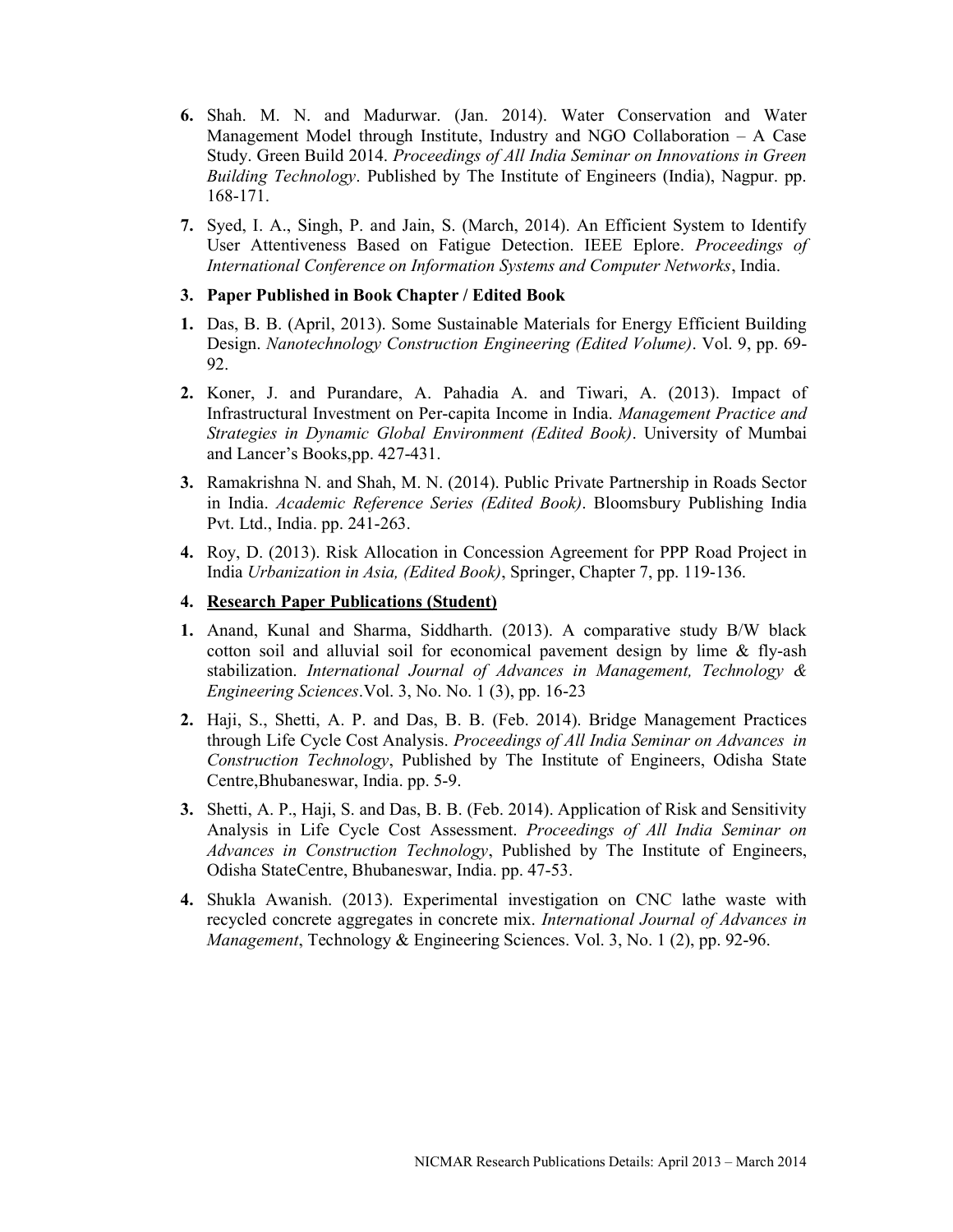6. Shah. M. N. and Madurwar. (Jan. 2014). Water Conservation and Water Management Model through Institute, Industry and NGO Collaboration – A Case Study. Green Build 2014. *Proceedings of All India Seminar on Innovations in Green Building Technology*. Published by The Institute of Engineers (India), Nagpur. pp. 168-171.

7. Syed, I. A., Singh, P. and Jain, S. (March, 2014). An Efficient System to Identify User Attentiveness Based on Fatigue Detection. IEEE Eplore. *Proceedings of International Conference on Information Systems and Computer Networks*, India.

### 3. Paper Published in Book Chapter / Edited Book

1. Das, B. B. (April, 2013). Some Sustainable Materials for Energy Efficient Building Design. *Nanotechnology Construction Engineering (Edited Volume)*. Vol. 9, pp. 69-92.

2. Koner, J. and Purandare, A. Pahadia A. and Tiwari, A. (2013). Impact of Infrastructural Investment on Per-capita Income in India. *Management Practice and Strategies in Dynamic Global Environment (Edited Book)*. University of Mumbai and Lancer's Books,pp. 427-431.

3. Ramakrishna N. and Shah, M. N. (2014). Public Private Partnership in Roads Sector in India. *Academic Reference Series (Edited Book)*. Bloomsbury Publishing India Pvt. Ltd., India. pp. 241-263.

4. Roy, D. (2013). Risk Allocation in Concession Agreement for PPP Road Project in India *Urbanization in Asia, (Edited Book)*, Springer, Chapter 7, pp. 119-136.

### 4. Research Paper Publications (Student)

1. Anand, Kunal and Sharma, Siddharth. (2013). A comparative study B/W black cotton soil and alluvial soil for economical pavement design by lime & fly-ash stabilization. *International Journal of Advances in Management, Technology & Engineering Sciences*.Vol. 3, No. No. 1 (3), pp. 16-23

2. Haji, S., Shetti, A. P. and Das, B. B. (Feb. 2014). Bridge Management Practices through Life Cycle Cost Analysis. *Proceedings of All India Seminar on Advances in Construction Technology*, Published by The Institute of Engineers, Odisha State Centre,Bhubaneswar, India. pp. 5-9.

3. Shetti, A. P., Haji, S. and Das, B. B. (Feb. 2014). Application of Risk and Sensitivity Analysis in Life Cycle Cost Assessment. *Proceedings of All India Seminar on Advances in Construction Technology*, Published by The Institute of Engineers, Odisha StateCentre, Bhubaneswar, India. pp. 47-53.

4. Shukla Awanish. (2013). Experimental investigation on CNC lathe waste with recycled concrete aggregates in concrete mix. *International Journal of Advances in Management*, Technology & Engineering Sciences. Vol. 3, No. 1 (2), pp. 92-96.